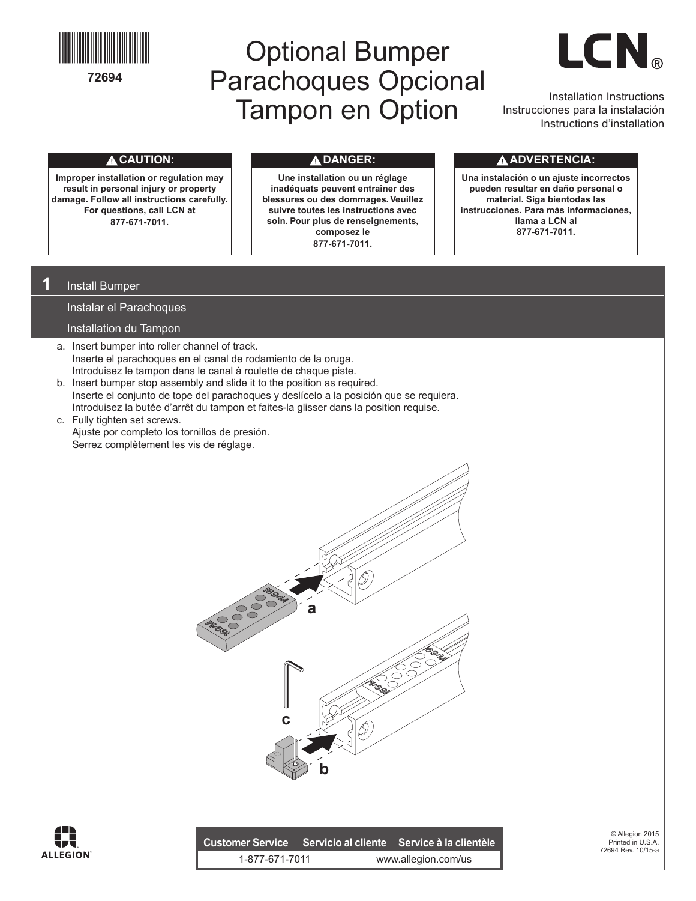72694

# Optional Bumper
# Parachoques Opcional
# Tampon en Option

LCN®

Installation Instructions
Instrucciones para la instalación
Instructions d'installation

**⚠ CAUTION:**

**Improper installation or regulation may result in personal injury or property damage. Follow all instructions carefully. For questions, call LCN at 877-671-7011.**

**⚠ DANGER:**

**Une installation ou un réglage inadéquats peuvent entraîner des blessures ou des dommages. Veuillez suivre toutes les instructions avec soin. Pour plus de renseignements, composez le 877-671-7011.**

**⚠ ADVERTENCIA:**

**Una instalación o un ajuste incorrectos pueden resultar en daño personal o material. Siga bientodas las instrucciones. Para más informaciones, llama a LCN al 877-671-7011.**

## 1 Install Bumper

## Instalar el Parachoques

## Installation du Tampon

a. Insert bumper into roller channel of track.
   Inserte el parachoques en el canal de rodamiento de la oruga.
   Introduisez le tampon dans le canal à roulette de chaque piste.

b. Insert bumper stop assembly and slide it to the position as required.
   Inserte el conjunto de tope del parachoques y deslícelo a la posición que se requiera.
   Introduisez la butée d'arrêt du tampon et faites-la glisser dans la position requise.

c. Fully tighten set screws.
   Ajuste por completo los tornillos de presión.
   Serrez complètement les vis de réglage.

ALLEGION

| Customer Service | Servicio al cliente | Service à la clientèle |
| --- | --- | --- |
| 1-877-671-7011 | | www.allegion.com/us |

© Allegion 2015
Printed in U.S.A.
72694 Rev. 10/15-a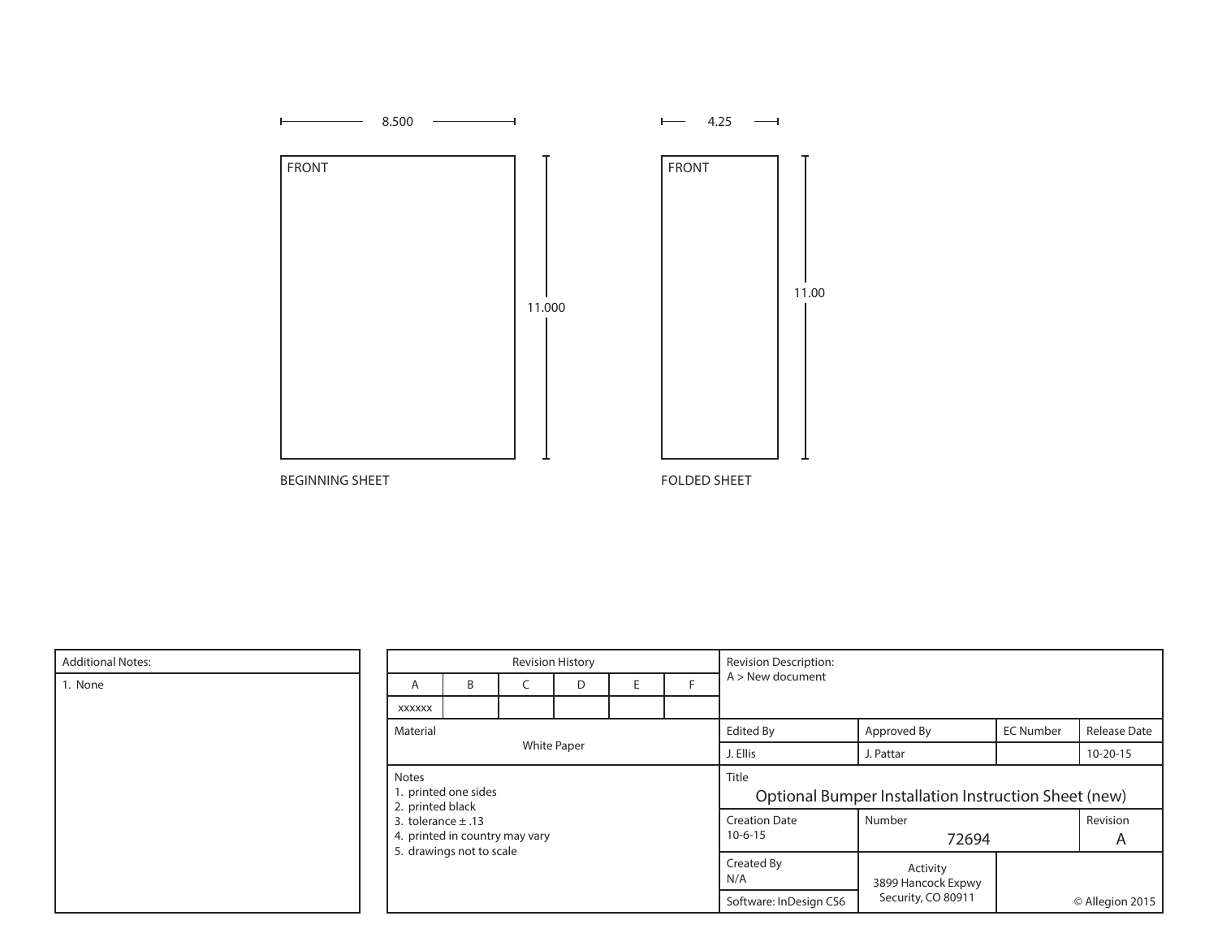8.500

FRONT

11.000

BEGINNING SHEET

4.25

FRONT

11.00

FOLDED SHEET

| Additional Notes: |
| --- |
| 1. None |

| Revision History | | | | | |
| --- | --- | --- | --- | --- | --- |
| A | B | C | D | E | F |
| xxxxxx | | | | | |

Material
White Paper

Notes
1. printed one sides
2. printed black
3. tolerance ± .13
4. printed in country may vary
5. drawings not to scale

Revision Description:
A > New document

| Edited By | Approved By | EC Number | Release Date |
| --- | --- | --- | --- |
| J. Ellis | J. Pattar | | 10-20-15 |

Title
Optional Bumper Installation Instruction Sheet (new)

| Creation Date | Number | Revision |
| --- | --- | --- |
| 10-6-15 | 72694 | A |

Created By
N/A

Software: InDesign CS6

Activity
3899 Hancock Expwy
Security, CO 80911

© Allegion 2015